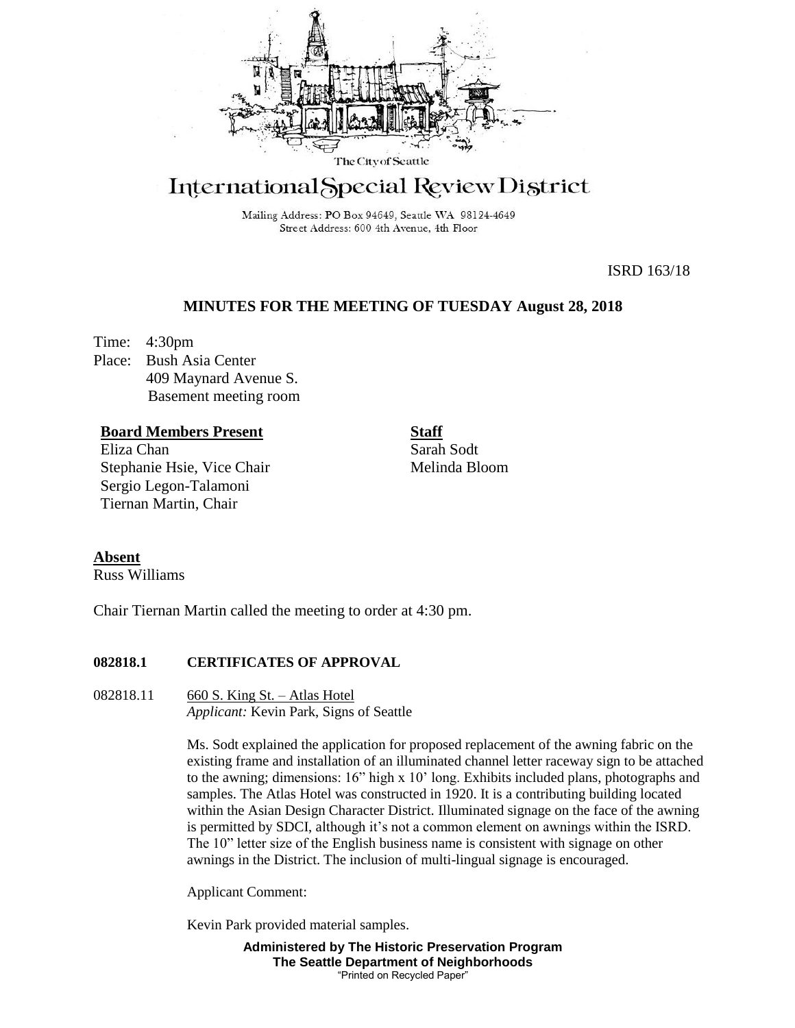The City of Seattle

# International Special Review District

Mailing Address: PO Box 94649, Seattle WA 98124-4649
Street Address: 600 4th Avenue, 4th Floor

ISRD 163/18

## MINUTES FOR THE MEETING OF TUESDAY August 28, 2018

Time: 4:30pm
Place: Bush Asia Center
409 Maynard Avenue S.
Basement meeting room

**Board Members Present**
Eliza Chan
Stephanie Hsie, Vice Chair
Sergio Legon-Talamoni
Tiernan Martin, Chair

**Staff**
Sarah Sodt
Melinda Bloom

**Absent**
Russ Williams

Chair Tiernan Martin called the meeting to order at 4:30 pm.

### 082818.1 CERTIFICATES OF APPROVAL

082818.11 660 S. King St. – Atlas Hotel
*Applicant:* Kevin Park, Signs of Seattle

Ms. Sodt explained the application for proposed replacement of the awning fabric on the existing frame and installation of an illuminated channel letter raceway sign to be attached to the awning; dimensions: 16" high x 10' long. Exhibits included plans, photographs and samples. The Atlas Hotel was constructed in 1920. It is a contributing building located within the Asian Design Character District. Illuminated signage on the face of the awning is permitted by SDCI, although it's not a common element on awnings within the ISRD. The 10" letter size of the English business name is consistent with signage on other awnings in the District. The inclusion of multi-lingual signage is encouraged.

Applicant Comment:

Kevin Park provided material samples.

**Administered by The Historic Preservation Program**
**The Seattle Department of Neighborhoods**
"Printed on Recycled Paper"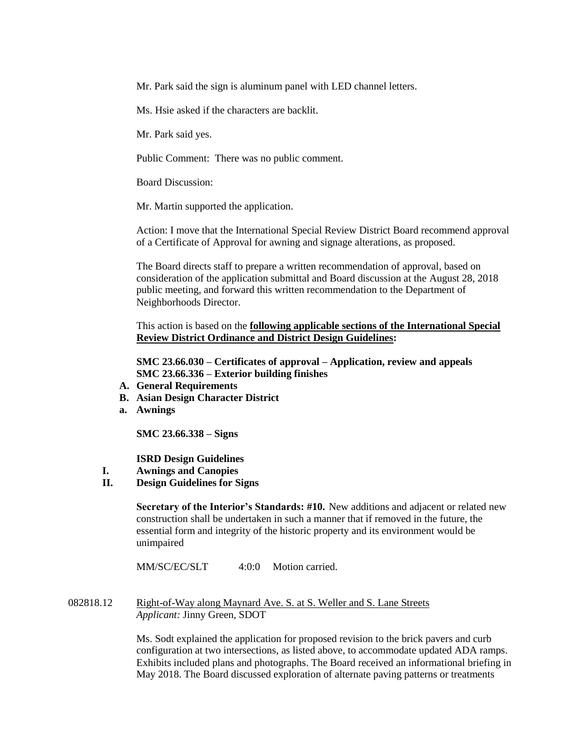Mr. Park said the sign is aluminum panel with LED channel letters.

Ms. Hsie asked if the characters are backlit.

Mr. Park said yes.

Public Comment: There was no public comment.

Board Discussion:

Mr. Martin supported the application.

Action: I move that the International Special Review District Board recommend approval of a Certificate of Approval for awning and signage alterations, as proposed.

The Board directs staff to prepare a written recommendation of approval, based on consideration of the application submittal and Board discussion at the August 28, 2018 public meeting, and forward this written recommendation to the Department of Neighborhoods Director.

This action is based on the **following applicable sections of the International Special Review District Ordinance and District Design Guidelines:**

**SMC 23.66.030 – Certificates of approval – Application, review and appeals**
**SMC 23.66.336 – Exterior building finishes**

**A. General Requirements**
**B. Asian Design Character District**
**a. Awnings**

**SMC 23.66.338 – Signs**

**ISRD Design Guidelines**

**I. Awnings and Canopies**
**II. Design Guidelines for Signs**

**Secretary of the Interior's Standards: #10.** New additions and adjacent or related new construction shall be undertaken in such a manner that if removed in the future, the essential form and integrity of the historic property and its environment would be unimpaired

MM/SC/EC/SLT 4:0:0 Motion carried.

082818.12 Right-of-Way along Maynard Ave. S. at S. Weller and S. Lane Streets
*Applicant:* Jinny Green, SDOT

Ms. Sodt explained the application for proposed revision to the brick pavers and curb configuration at two intersections, as listed above, to accommodate updated ADA ramps. Exhibits included plans and photographs. The Board received an informational briefing in May 2018. The Board discussed exploration of alternate paving patterns or treatments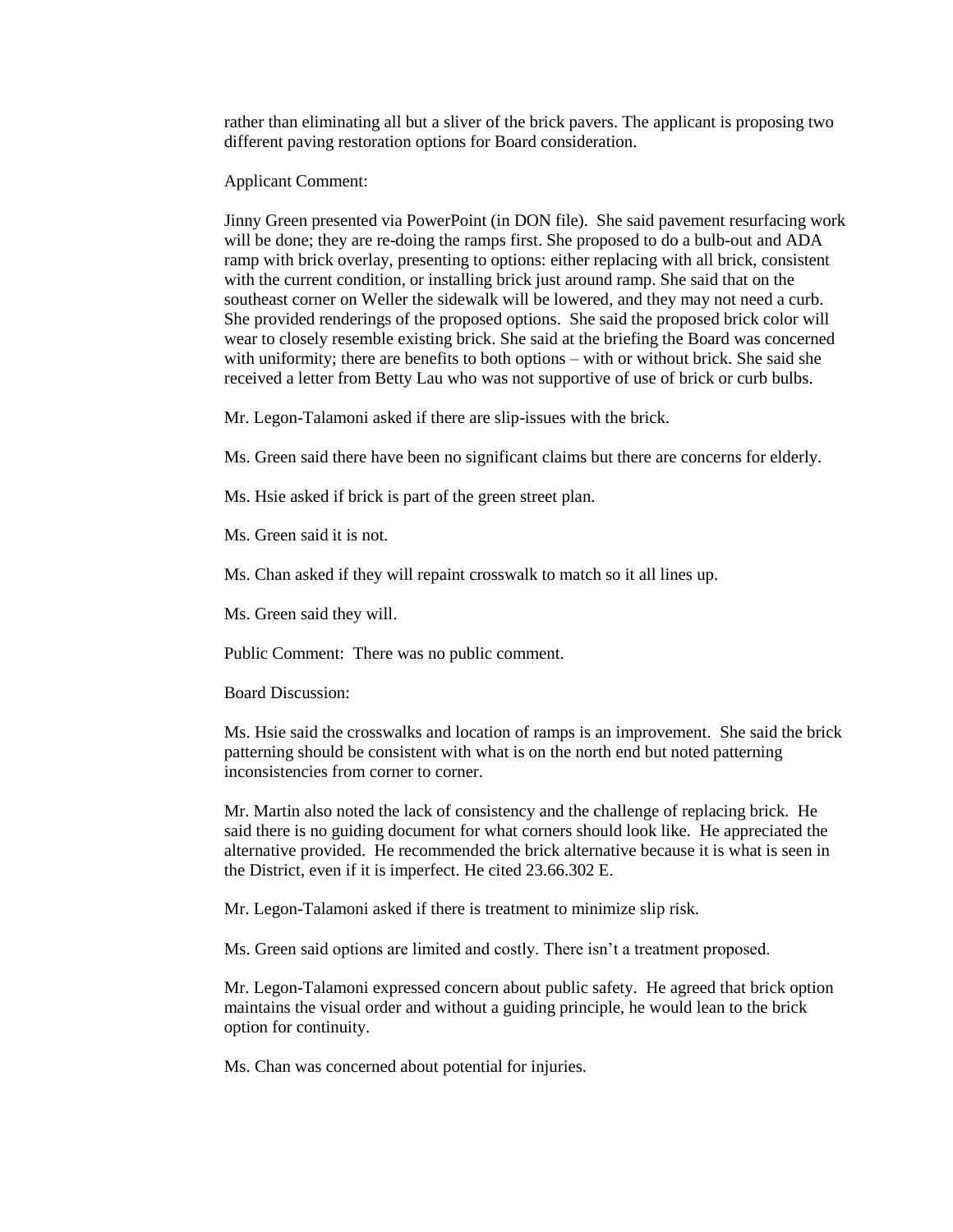rather than eliminating all but a sliver of the brick pavers. The applicant is proposing two different paving restoration options for Board consideration.

Applicant Comment:

Jinny Green presented via PowerPoint (in DON file). She said pavement resurfacing work will be done; they are re-doing the ramps first. She proposed to do a bulb-out and ADA ramp with brick overlay, presenting to options: either replacing with all brick, consistent with the current condition, or installing brick just around ramp. She said that on the southeast corner on Weller the sidewalk will be lowered, and they may not need a curb. She provided renderings of the proposed options. She said the proposed brick color will wear to closely resemble existing brick. She said at the briefing the Board was concerned with uniformity; there are benefits to both options – with or without brick. She said she received a letter from Betty Lau who was not supportive of use of brick or curb bulbs.

Mr. Legon-Talamoni asked if there are slip-issues with the brick.

Ms. Green said there have been no significant claims but there are concerns for elderly.

Ms. Hsie asked if brick is part of the green street plan.

Ms. Green said it is not.

Ms. Chan asked if they will repaint crosswalk to match so it all lines up.

Ms. Green said they will.

Public Comment: There was no public comment.

Board Discussion:

Ms. Hsie said the crosswalks and location of ramps is an improvement. She said the brick patterning should be consistent with what is on the north end but noted patterning inconsistencies from corner to corner.

Mr. Martin also noted the lack of consistency and the challenge of replacing brick. He said there is no guiding document for what corners should look like. He appreciated the alternative provided. He recommended the brick alternative because it is what is seen in the District, even if it is imperfect. He cited 23.66.302 E.

Mr. Legon-Talamoni asked if there is treatment to minimize slip risk.

Ms. Green said options are limited and costly. There isn't a treatment proposed.

Mr. Legon-Talamoni expressed concern about public safety. He agreed that brick option maintains the visual order and without a guiding principle, he would lean to the brick option for continuity.

Ms. Chan was concerned about potential for injuries.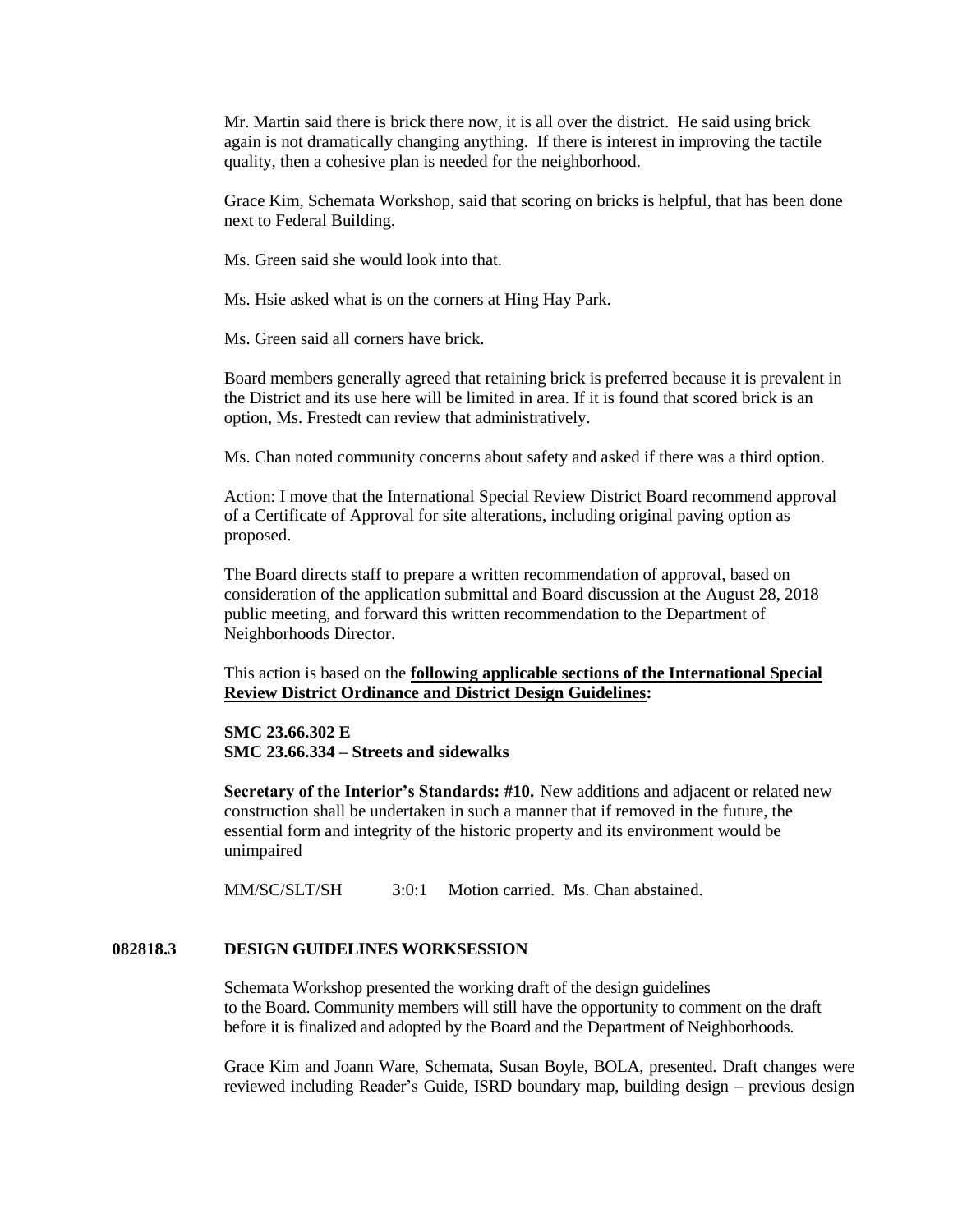Mr. Martin said there is brick there now, it is all over the district. He said using brick again is not dramatically changing anything. If there is interest in improving the tactile quality, then a cohesive plan is needed for the neighborhood.

Grace Kim, Schemata Workshop, said that scoring on bricks is helpful, that has been done next to Federal Building.

Ms. Green said she would look into that.

Ms. Hsie asked what is on the corners at Hing Hay Park.

Ms. Green said all corners have brick.

Board members generally agreed that retaining brick is preferred because it is prevalent in the District and its use here will be limited in area. If it is found that scored brick is an option, Ms. Frestedt can review that administratively.

Ms. Chan noted community concerns about safety and asked if there was a third option.

Action: I move that the International Special Review District Board recommend approval of a Certificate of Approval for site alterations, including original paving option as proposed.

The Board directs staff to prepare a written recommendation of approval, based on consideration of the application submittal and Board discussion at the August 28, 2018 public meeting, and forward this written recommendation to the Department of Neighborhoods Director.

This action is based on the **following applicable sections of the International Special Review District Ordinance and District Design Guidelines:**

**SMC 23.66.302 E**
**SMC 23.66.334 – Streets and sidewalks**

**Secretary of the Interior's Standards: #10.** New additions and adjacent or related new construction shall be undertaken in such a manner that if removed in the future, the essential form and integrity of the historic property and its environment would be unimpaired

MM/SC/SLT/SH 3:0:1 Motion carried. Ms. Chan abstained.

## 082818.3 DESIGN GUIDELINES WORKSESSION

Schemata Workshop presented the working draft of the design guidelines to the Board. Community members will still have the opportunity to comment on the draft before it is finalized and adopted by the Board and the Department of Neighborhoods.

Grace Kim and Joann Ware, Schemata, Susan Boyle, BOLA, presented. Draft changes were reviewed including Reader's Guide, ISRD boundary map, building design – previous design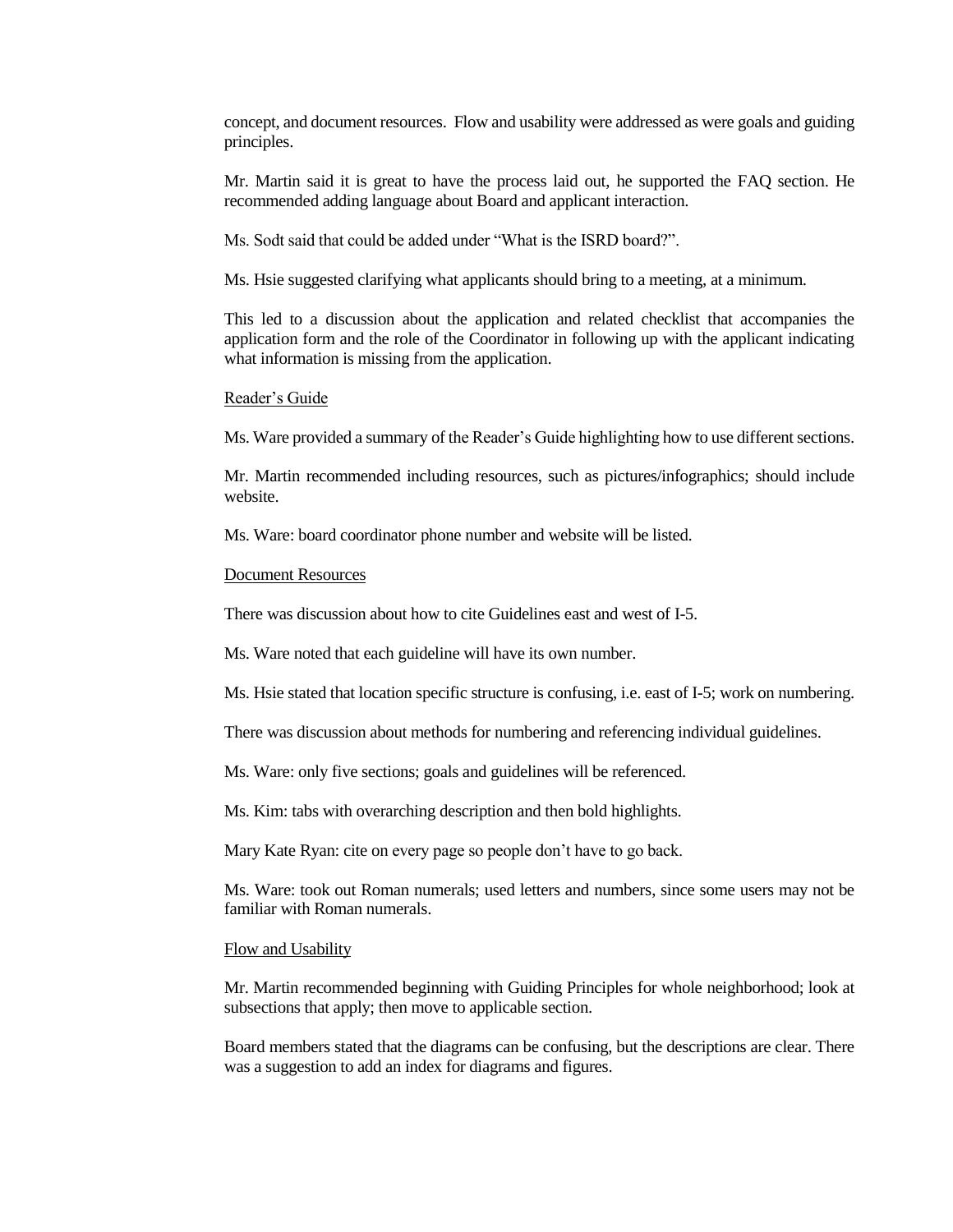concept, and document resources. Flow and usability were addressed as were goals and guiding principles.

Mr. Martin said it is great to have the process laid out, he supported the FAQ section. He recommended adding language about Board and applicant interaction.

Ms. Sodt said that could be added under "What is the ISRD board?".

Ms. Hsie suggested clarifying what applicants should bring to a meeting, at a minimum.

This led to a discussion about the application and related checklist that accompanies the application form and the role of the Coordinator in following up with the applicant indicating what information is missing from the application.

Reader's Guide

Ms. Ware provided a summary of the Reader's Guide highlighting how to use different sections.

Mr. Martin recommended including resources, such as pictures/infographics; should include website.

Ms. Ware: board coordinator phone number and website will be listed.

Document Resources

There was discussion about how to cite Guidelines east and west of I-5.

Ms. Ware noted that each guideline will have its own number.

Ms. Hsie stated that location specific structure is confusing, i.e. east of I-5; work on numbering.

There was discussion about methods for numbering and referencing individual guidelines.

Ms. Ware: only five sections; goals and guidelines will be referenced.

Ms. Kim: tabs with overarching description and then bold highlights.

Mary Kate Ryan: cite on every page so people don't have to go back.

Ms. Ware: took out Roman numerals; used letters and numbers, since some users may not be familiar with Roman numerals.

Flow and Usability

Mr. Martin recommended beginning with Guiding Principles for whole neighborhood; look at subsections that apply; then move to applicable section.

Board members stated that the diagrams can be confusing, but the descriptions are clear. There was a suggestion to add an index for diagrams and figures.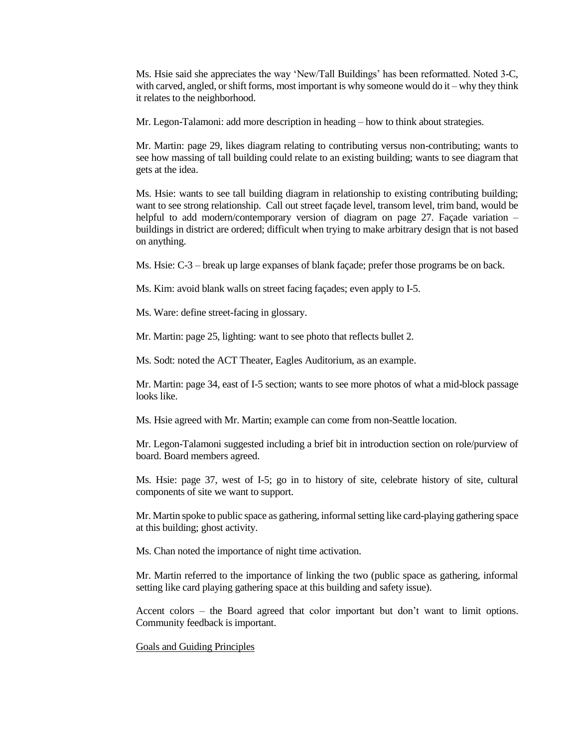Ms. Hsie said she appreciates the way 'New/Tall Buildings' has been reformatted. Noted 3-C, with carved, angled, or shift forms, most important is why someone would do it – why they think it relates to the neighborhood.

Mr. Legon-Talamoni: add more description in heading – how to think about strategies.

Mr. Martin: page 29, likes diagram relating to contributing versus non-contributing; wants to see how massing of tall building could relate to an existing building; wants to see diagram that gets at the idea.

Ms. Hsie: wants to see tall building diagram in relationship to existing contributing building; want to see strong relationship. Call out street façade level, transom level, trim band, would be helpful to add modern/contemporary version of diagram on page 27. Façade variation – buildings in district are ordered; difficult when trying to make arbitrary design that is not based on anything.

Ms. Hsie: C-3 – break up large expanses of blank façade; prefer those programs be on back.

Ms. Kim: avoid blank walls on street facing façades; even apply to I-5.

Ms. Ware: define street-facing in glossary.

Mr. Martin: page 25, lighting: want to see photo that reflects bullet 2.

Ms. Sodt: noted the ACT Theater, Eagles Auditorium, as an example.

Mr. Martin: page 34, east of I-5 section; wants to see more photos of what a mid-block passage looks like.

Ms. Hsie agreed with Mr. Martin; example can come from non-Seattle location.

Mr. Legon-Talamoni suggested including a brief bit in introduction section on role/purview of board. Board members agreed.

Ms. Hsie: page 37, west of I-5; go in to history of site, celebrate history of site, cultural components of site we want to support.

Mr. Martin spoke to public space as gathering, informal setting like card-playing gathering space at this building; ghost activity.

Ms. Chan noted the importance of night time activation.

Mr. Martin referred to the importance of linking the two (public space as gathering, informal setting like card playing gathering space at this building and safety issue).

Accent colors – the Board agreed that color important but don't want to limit options. Community feedback is important.

Goals and Guiding Principles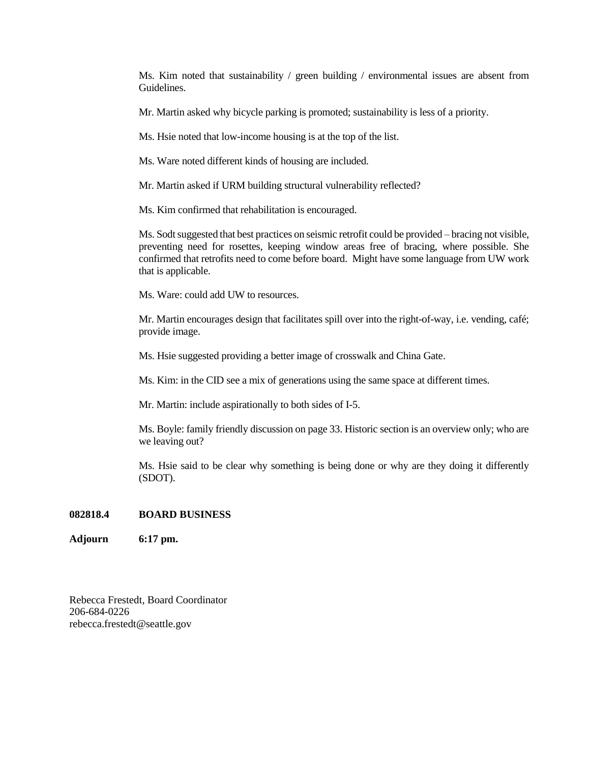Ms. Kim noted that sustainability / green building / environmental issues are absent from Guidelines.

Mr. Martin asked why bicycle parking is promoted; sustainability is less of a priority.

Ms. Hsie noted that low-income housing is at the top of the list.

Ms. Ware noted different kinds of housing are included.

Mr. Martin asked if URM building structural vulnerability reflected?

Ms. Kim confirmed that rehabilitation is encouraged.

Ms. Sodt suggested that best practices on seismic retrofit could be provided – bracing not visible, preventing need for rosettes, keeping window areas free of bracing, where possible. She confirmed that retrofits need to come before board. Might have some language from UW work that is applicable.

Ms. Ware: could add UW to resources.

Mr. Martin encourages design that facilitates spill over into the right-of-way, i.e. vending, café; provide image.

Ms. Hsie suggested providing a better image of crosswalk and China Gate.

Ms. Kim: in the CID see a mix of generations using the same space at different times.

Mr. Martin: include aspirationally to both sides of I-5.

Ms. Boyle: family friendly discussion on page 33. Historic section is an overview only; who are we leaving out?

Ms. Hsie said to be clear why something is being done or why are they doing it differently (SDOT).

**082818.4 BOARD BUSINESS**

**Adjourn 6:17 pm.**

Rebecca Frestedt, Board Coordinator
206-684-0226
rebecca.frestedt@seattle.gov